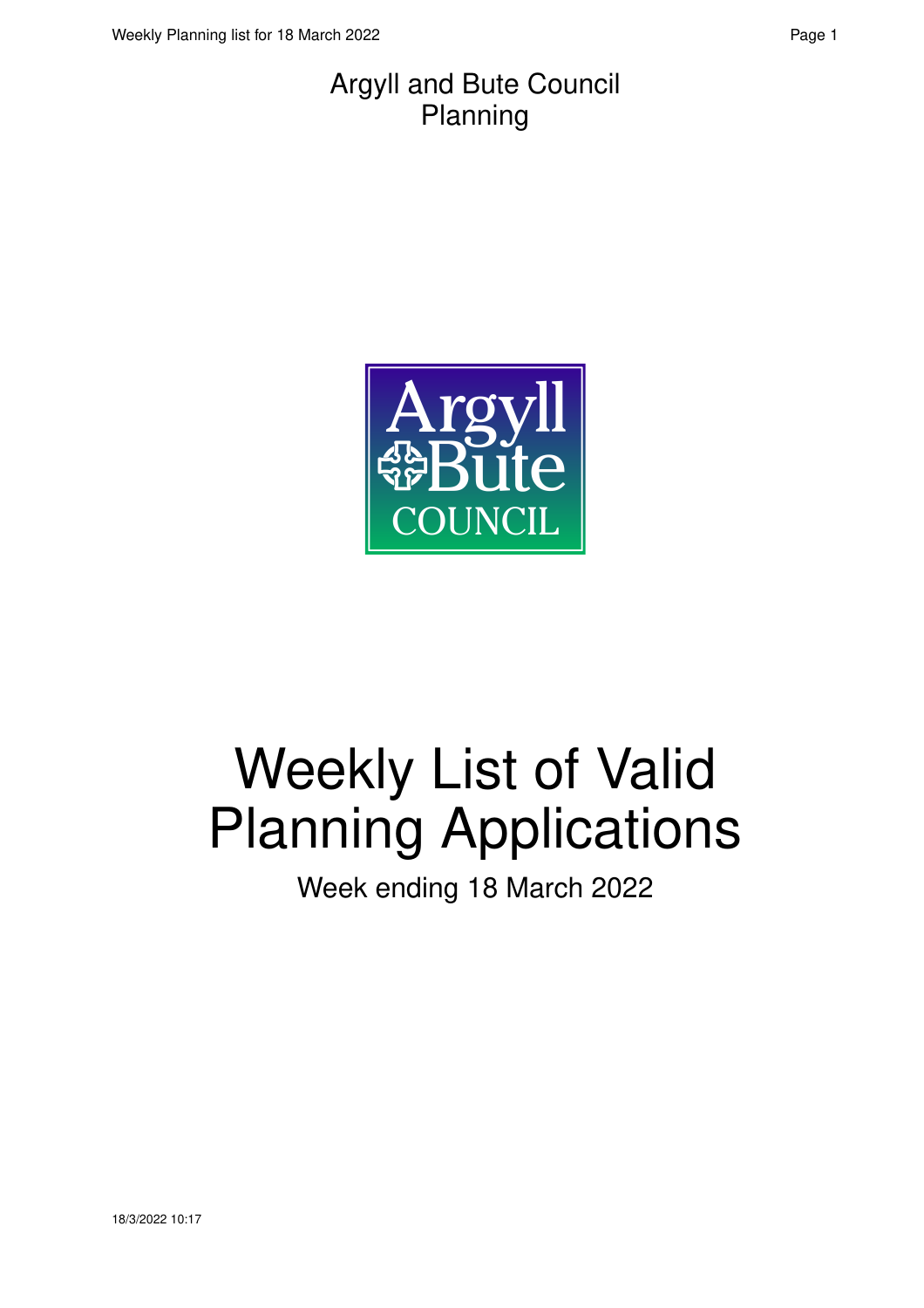Argyll and Bute Council
Planning

# Weekly List of Valid Planning Applications

Week ending 18 March 2022

18/3/2022 10:17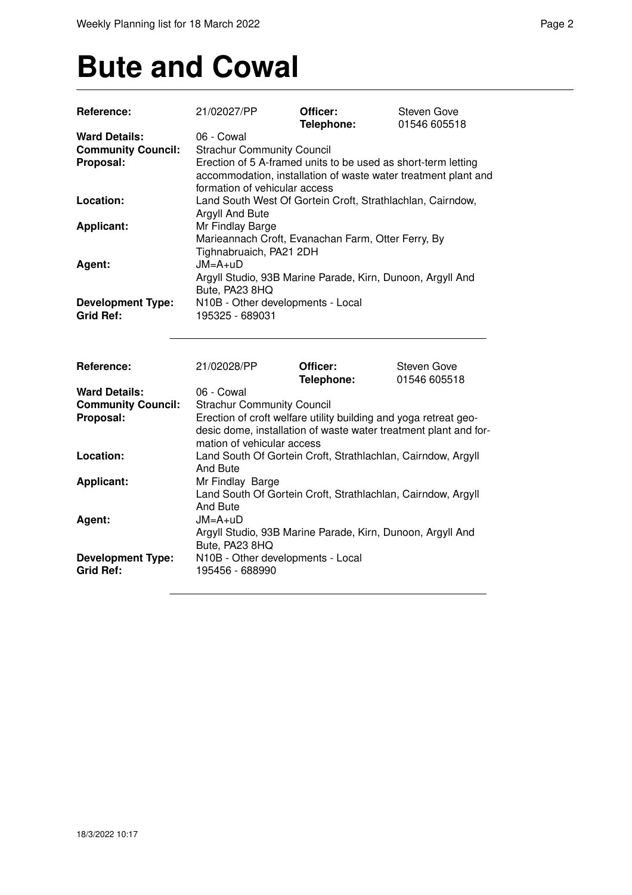# Bute and Cowal

| | | | |
|---|---|---|---|
| **Reference:** | 21/02027/PP | **Officer:** **Telephone:** | Steven Gove 01546 605518 |
| **Ward Details:** | 06 - Cowal | | |
| **Community Council:** | Strachur Community Council | | |
| **Proposal:** | Erection of 5 A-framed units to be used as short-term letting accommodation, installation of waste water treatment plant and formation of vehicular access | | |
| **Location:** | Land South West Of Gortein Croft, Strathlachlan, Cairndow, Argyll And Bute | | |
| **Applicant:** | Mr Findlay Barge Marieannach Croft, Evanachan Farm, Otter Ferry, By Tighnabruaich, PA21 2DH | | |
| **Agent:** | JM=A+uD Argyll Studio, 93B Marine Parade, Kirn, Dunoon, Argyll And Bute, PA23 8HQ | | |
| **Development Type:** | N10B - Other developments - Local | | |
| **Grid Ref:** | 195325 - 689031 | | |

---

| | | | |
|---|---|---|---|
| **Reference:** | 21/02028/PP | **Officer:** **Telephone:** | Steven Gove 01546 605518 |
| **Ward Details:** | 06 - Cowal | | |
| **Community Council:** | Strachur Community Council | | |
| **Proposal:** | Erection of croft welfare utility building and yoga retreat geodesic dome, installation of waste water treatment plant and formation of vehicular access | | |
| **Location:** | Land South Of Gortein Croft, Strathlachlan, Cairndow, Argyll And Bute | | |
| **Applicant:** | Mr Findlay Barge Land South Of Gortein Croft, Strathlachlan, Cairndow, Argyll And Bute | | |
| **Agent:** | JM=A+uD Argyll Studio, 93B Marine Parade, Kirn, Dunoon, Argyll And Bute, PA23 8HQ | | |
| **Development Type:** | N10B - Other developments - Local | | |
| **Grid Ref:** | 195456 - 688990 | | |

---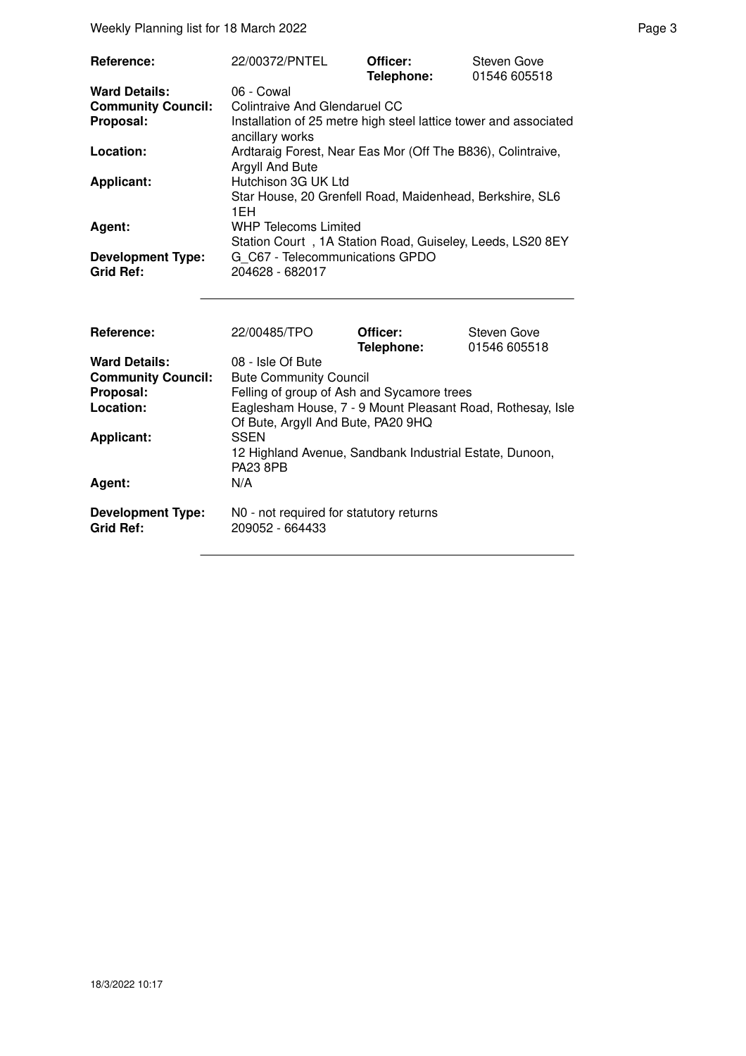| Reference: | 22/00372/PNTEL | Officer: Telephone: | Steven Gove 01546 605518 |
|---|---|---|---|
| **Ward Details:** | 06 - Cowal | | |
| **Community Council:** | Colintraive And Glendaruel CC | | |
| **Proposal:** | Installation of 25 metre high steel lattice tower and associated ancillary works | | |
| **Location:** | Ardtaraig Forest, Near Eas Mor (Off The B836), Colintraive, Argyll And Bute | | |
| **Applicant:** | Hutchison 3G UK Ltd Star House, 20 Grenfell Road, Maidenhead, Berkshire, SL6 1EH | | |
| **Agent:** | WHP Telecoms Limited Station Court , 1A Station Road, Guiseley, Leeds, LS20 8EY | | |
| **Development Type:** | G_C67 - Telecommunications GPDO | | |
| **Grid Ref:** | 204628 - 682017 | | |

| Reference: | 22/00485/TPO | Officer: Telephone: | Steven Gove 01546 605518 |
|---|---|---|---|
| **Ward Details:** | 08 - Isle Of Bute | | |
| **Community Council:** | Bute Community Council | | |
| **Proposal:** | Felling of group of Ash and Sycamore trees | | |
| **Location:** | Eaglesham House, 7 - 9 Mount Pleasant Road, Rothesay, Isle Of Bute, Argyll And Bute, PA20 9HQ | | |
| **Applicant:** | SSEN 12 Highland Avenue, Sandbank Industrial Estate, Dunoon, PA23 8PB | | |
| **Agent:** | N/A | | |
| **Development Type:** | N0 - not required for statutory returns | | |
| **Grid Ref:** | 209052 - 664433 | | |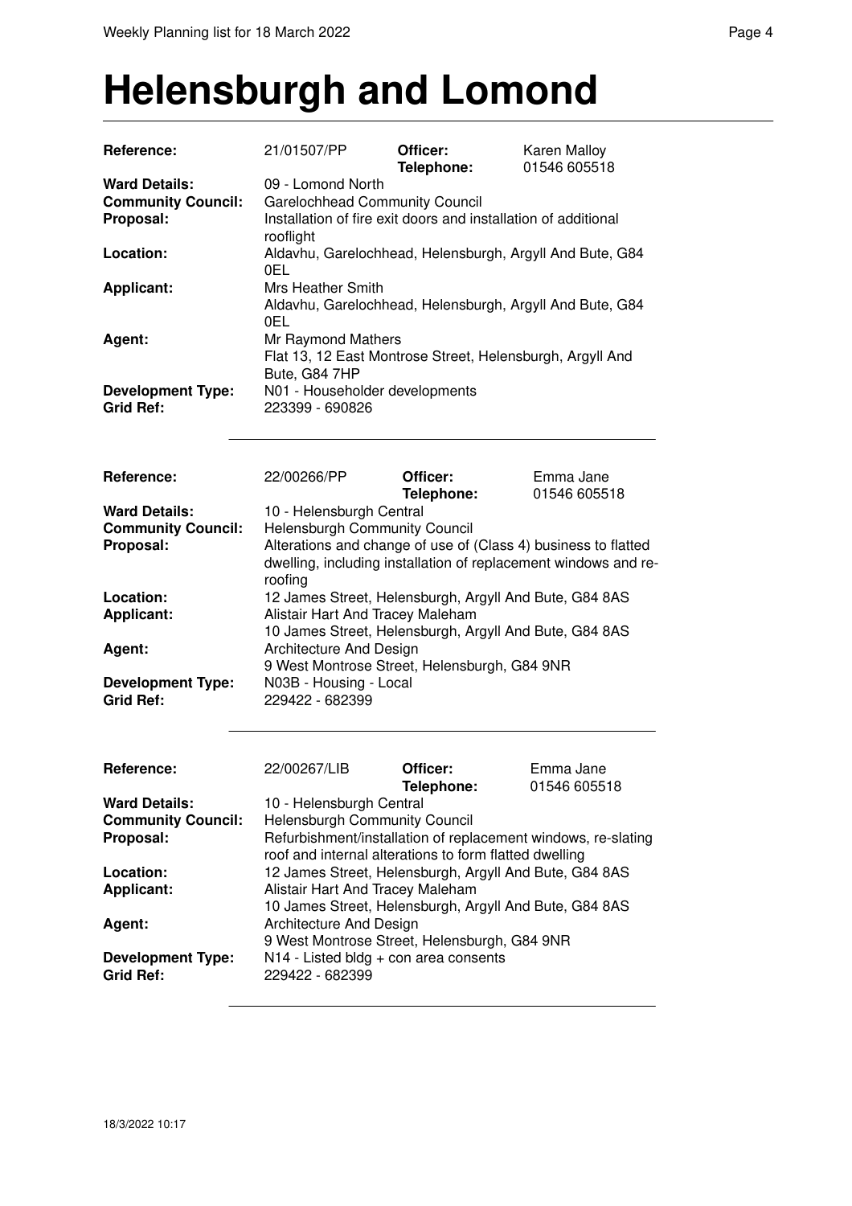# Helensburgh and Lomond

| | | | |
|---|---|---|---|
| **Reference:** | 21/01507/PP | **Officer:** **Telephone:** | Karen Malloy 01546 605518 |
| **Ward Details:** | 09 - Lomond North | | |
| **Community Council:** | Garelochhead Community Council | | |
| **Proposal:** | Installation of fire exit doors and installation of additional rooflight | | |
| **Location:** | Aldavhu, Garelochhead, Helensburgh, Argyll And Bute, G84 0EL | | |
| **Applicant:** | Mrs Heather Smith<br>Aldavhu, Garelochhead, Helensburgh, Argyll And Bute, G84 0EL | | |
| **Agent:** | Mr Raymond Mathers<br>Flat 13, 12 East Montrose Street, Helensburgh, Argyll And Bute, G84 7HP | | |
| **Development Type:** | N01 - Householder developments | | |
| **Grid Ref:** | 223399 - 690826 | | |

---

| | | | |
|---|---|---|---|
| **Reference:** | 22/00266/PP | **Officer:** **Telephone:** | Emma Jane 01546 605518 |
| **Ward Details:** | 10 - Helensburgh Central | | |
| **Community Council:** | Helensburgh Community Council | | |
| **Proposal:** | Alterations and change of use of (Class 4) business to flatted dwelling, including installation of replacement windows and re-roofing | | |
| **Location:** | 12 James Street, Helensburgh, Argyll And Bute, G84 8AS | | |
| **Applicant:** | Alistair Hart And Tracey Maleham<br>10 James Street, Helensburgh, Argyll And Bute, G84 8AS | | |
| **Agent:** | Architecture And Design<br>9 West Montrose Street, Helensburgh, G84 9NR | | |
| **Development Type:** | N03B - Housing - Local | | |
| **Grid Ref:** | 229422 - 682399 | | |

---

| | | | |
|---|---|---|---|
| **Reference:** | 22/00267/LIB | **Officer:** **Telephone:** | Emma Jane 01546 605518 |
| **Ward Details:** | 10 - Helensburgh Central | | |
| **Community Council:** | Helensburgh Community Council | | |
| **Proposal:** | Refurbishment/installation of replacement windows, re-slating roof and internal alterations to form flatted dwelling | | |
| **Location:** | 12 James Street, Helensburgh, Argyll And Bute, G84 8AS | | |
| **Applicant:** | Alistair Hart And Tracey Maleham<br>10 James Street, Helensburgh, Argyll And Bute, G84 8AS | | |
| **Agent:** | Architecture And Design<br>9 West Montrose Street, Helensburgh, G84 9NR | | |
| **Development Type:** | N14 - Listed bldg + con area consents | | |
| **Grid Ref:** | 229422 - 682399 | | |

---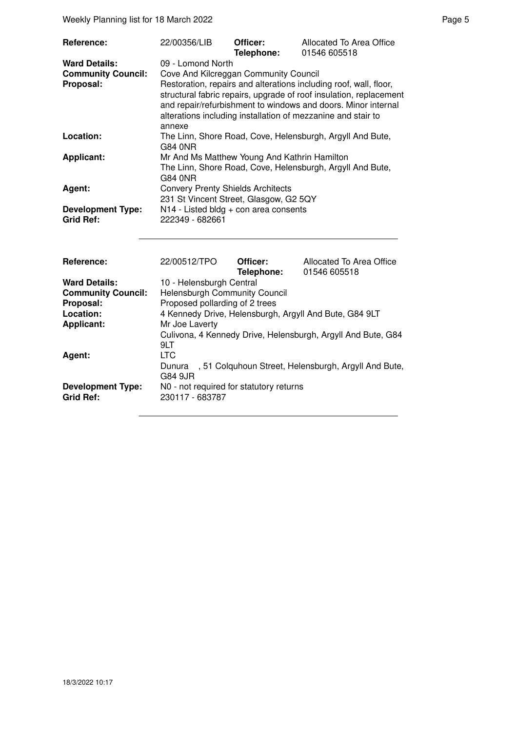| Reference: | 22/00356/LIB | Officer: Telephone: | Allocated To Area Office 01546 605518 |
|---|---|---|---|
| **Ward Details:** | 09 - Lomond North | | |
| **Community Council:** | Cove And Kilcreggan Community Council | | |
| **Proposal:** | Restoration, repairs and alterations including roof, wall, floor, structural fabric repairs, upgrade of roof insulation, replacement and repair/refurbishment to windows and doors. Minor internal alterations including installation of mezzanine and stair to annexe | | |
| **Location:** | The Linn, Shore Road, Cove, Helensburgh, Argyll And Bute, G84 0NR | | |
| **Applicant:** | Mr And Ms Matthew Young And Kathrin Hamilton<br>The Linn, Shore Road, Cove, Helensburgh, Argyll And Bute, G84 0NR | | |
| **Agent:** | Convery Prenty Shields Architects<br>231 St Vincent Street, Glasgow, G2 5QY | | |
| **Development Type:** | N14 - Listed bldg + con area consents | | |
| **Grid Ref:** | 222349 - 682661 | | |

| Reference: | 22/00512/TPO | Officer: Telephone: | Allocated To Area Office 01546 605518 |
|---|---|---|---|
| **Ward Details:** | 10 - Helensburgh Central | | |
| **Community Council:** | Helensburgh Community Council | | |
| **Proposal:** | Proposed pollarding of 2 trees | | |
| **Location:** | 4 Kennedy Drive, Helensburgh, Argyll And Bute, G84 9LT | | |
| **Applicant:** | Mr Joe Laverty<br>Culivona, 4 Kennedy Drive, Helensburgh, Argyll And Bute, G84 9LT | | |
| **Agent:** | LTC<br>Dunura , 51 Colquhoun Street, Helensburgh, Argyll And Bute, G84 9JR | | |
| **Development Type:** | N0 - not required for statutory returns | | |
| **Grid Ref:** | 230117 - 683787 | | |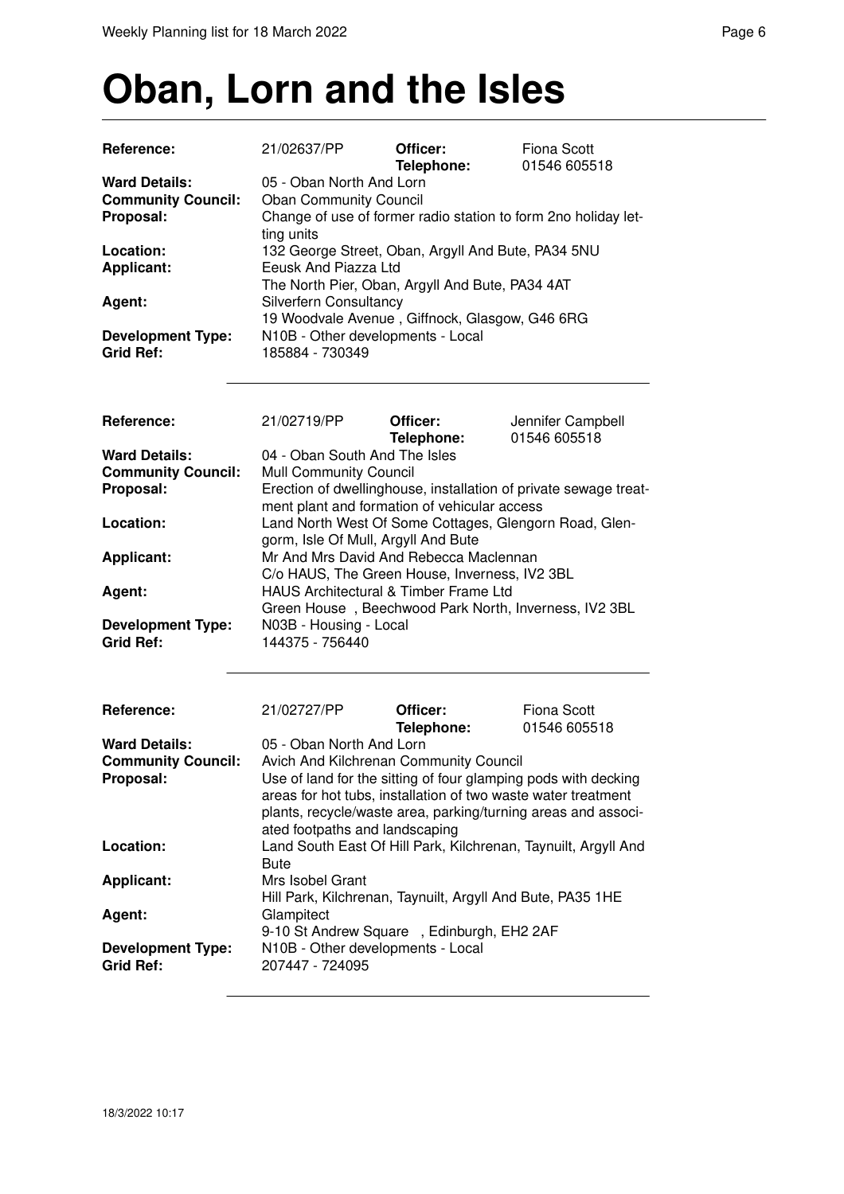# Oban, Lorn and the Isles

| | | | |
|---|---|---|---|
| **Reference:** | 21/02637/PP | **Officer:** | Fiona Scott |
| | | **Telephone:** | 01546 605518 |
| **Ward Details:** | 05 - Oban North And Lorn | | |
| **Community Council:** | Oban Community Council | | |
| **Proposal:** | Change of use of former radio station to form 2no holiday letting units | | |
| **Location:** | 132 George Street, Oban, Argyll And Bute, PA34 5NU | | |
| **Applicant:** | Eeusk And Piazza Ltd<br>The North Pier, Oban, Argyll And Bute, PA34 4AT | | |
| **Agent:** | Silverfern Consultancy<br>19 Woodvale Avenue , Giffnock, Glasgow, G46 6RG | | |
| **Development Type:** | N10B - Other developments - Local | | |
| **Grid Ref:** | 185884 - 730349 | | |

---

| | | | |
|---|---|---|---|
| **Reference:** | 21/02719/PP | **Officer:** | Jennifer Campbell |
| | | **Telephone:** | 01546 605518 |
| **Ward Details:** | 04 - Oban South And The Isles | | |
| **Community Council:** | Mull Community Council | | |
| **Proposal:** | Erection of dwellinghouse, installation of private sewage treatment plant and formation of vehicular access | | |
| **Location:** | Land North West Of Some Cottages, Glengorn Road, Glengorm, Isle Of Mull, Argyll And Bute | | |
| **Applicant:** | Mr And Mrs David And Rebecca Maclennan<br>C/o HAUS, The Green House, Inverness, IV2 3BL | | |
| **Agent:** | HAUS Architectural & Timber Frame Ltd<br>Green House , Beechwood Park North, Inverness, IV2 3BL | | |
| **Development Type:** | N03B - Housing - Local | | |
| **Grid Ref:** | 144375 - 756440 | | |

---

| | | | |
|---|---|---|---|
| **Reference:** | 21/02727/PP | **Officer:** | Fiona Scott |
| | | **Telephone:** | 01546 605518 |
| **Ward Details:** | 05 - Oban North And Lorn | | |
| **Community Council:** | Avich And Kilchrenan Community Council | | |
| **Proposal:** | Use of land for the sitting of four glamping pods with decking areas for hot tubs, installation of two waste water treatment plants, recycle/waste area, parking/turning areas and associated footpaths and landscaping | | |
| **Location:** | Land South East Of Hill Park, Kilchrenan, Taynuilt, Argyll And Bute | | |
| **Applicant:** | Mrs Isobel Grant<br>Hill Park, Kilchrenan, Taynuilt, Argyll And Bute, PA35 1HE | | |
| **Agent:** | Glampitect<br>9-10 St Andrew Square , Edinburgh, EH2 2AF | | |
| **Development Type:** | N10B - Other developments - Local | | |
| **Grid Ref:** | 207447 - 724095 | | |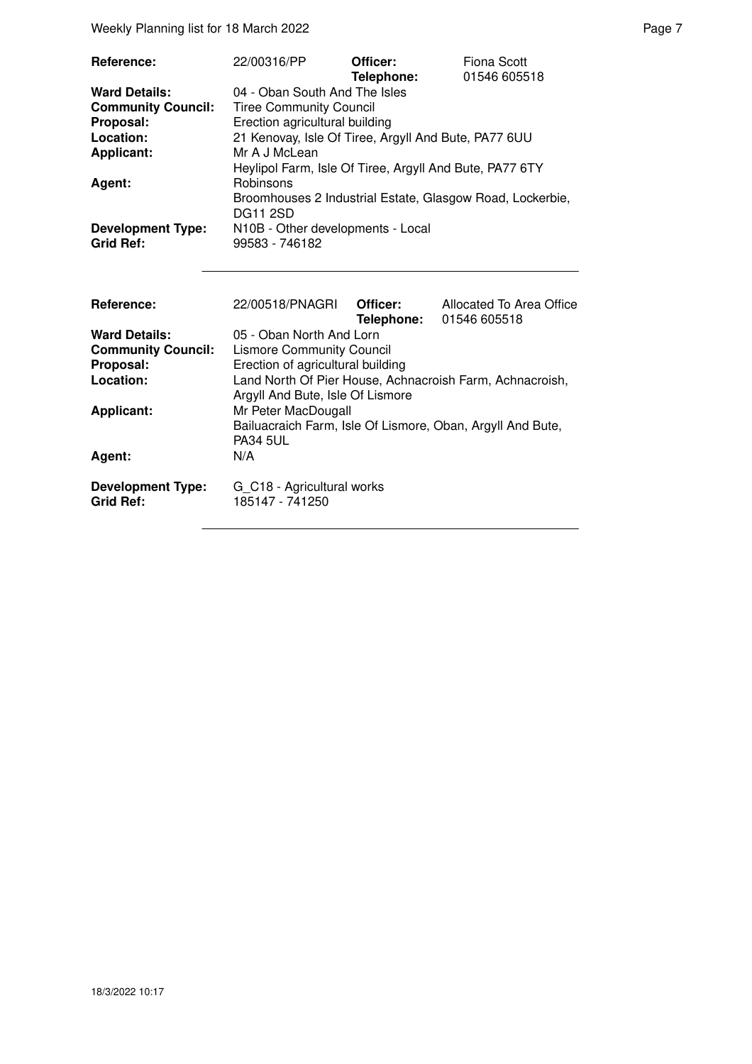| | | | |
|---|---|---|---|
| **Reference:** | 22/00316/PP | **Officer:** | Fiona Scott |
| | | **Telephone:** | 01546 605518 |
| **Ward Details:** | 04 - Oban South And The Isles | | |
| **Community Council:** | Tiree Community Council | | |
| **Proposal:** | Erection agricultural building | | |
| **Location:** | 21 Kenovay, Isle Of Tiree, Argyll And Bute, PA77 6UU | | |
| **Applicant:** | Mr A J McLean<br>Heylipol Farm, Isle Of Tiree, Argyll And Bute, PA77 6TY | | |
| **Agent:** | Robinsons<br>Broomhouses 2 Industrial Estate, Glasgow Road, Lockerbie, DG11 2SD | | |
| **Development Type:** | N10B - Other developments - Local | | |
| **Grid Ref:** | 99583 - 746182 | | |

| | | | |
|---|---|---|---|
| **Reference:** | 22/00518/PNAGRI | **Officer:** | Allocated To Area Office |
| | | **Telephone:** | 01546 605518 |
| **Ward Details:** | 05 - Oban North And Lorn | | |
| **Community Council:** | Lismore Community Council | | |
| **Proposal:** | Erection of agricultural building | | |
| **Location:** | Land North Of Pier House, Achnacroish Farm, Achnacroish, Argyll And Bute, Isle Of Lismore | | |
| **Applicant:** | Mr Peter MacDougall<br>Bailuacraich Farm, Isle Of Lismore, Oban, Argyll And Bute, PA34 5UL | | |
| **Agent:** | N/A | | |
| **Development Type:** | G_C18 - Agricultural works | | |
| **Grid Ref:** | 185147 - 741250 | | |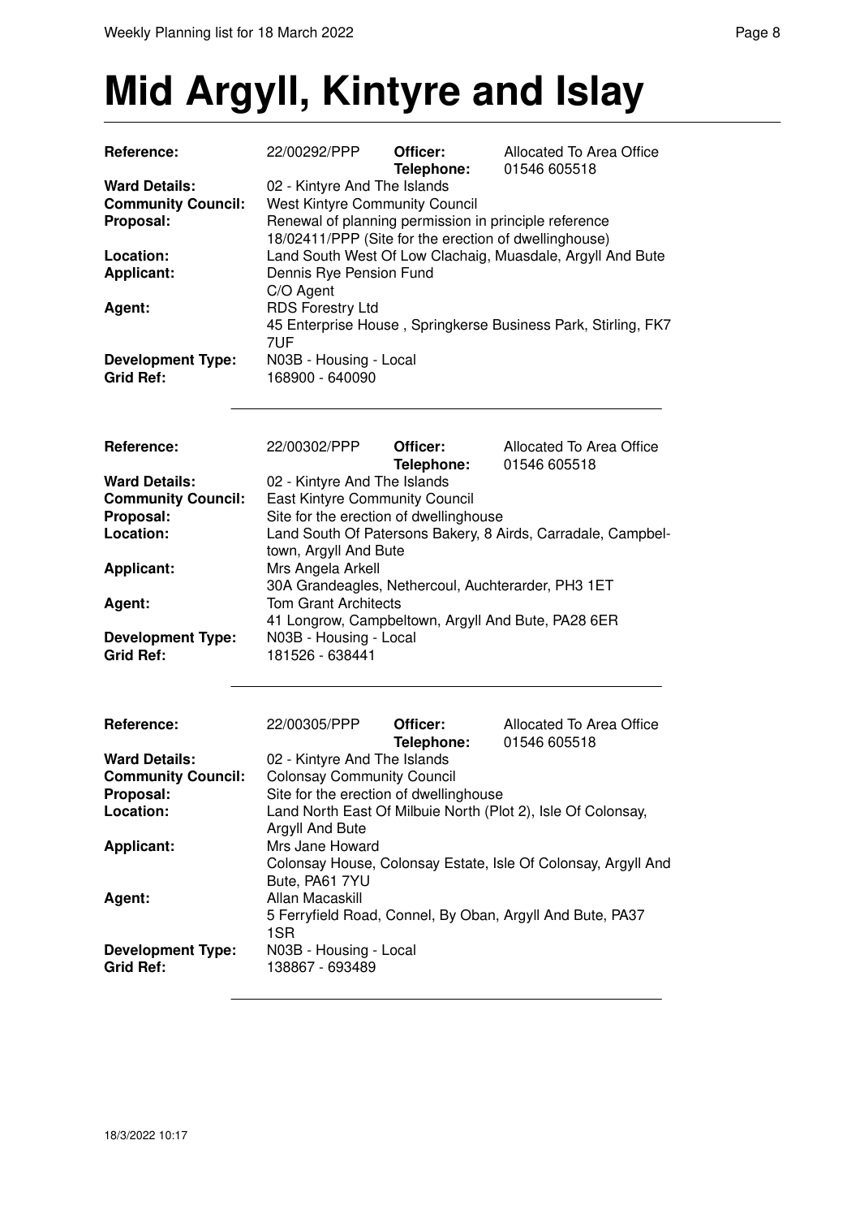# Mid Argyll, Kintyre and Islay

| | | | |
|---|---|---|---|
| **Reference:** | 22/00292/PPP | **Officer:** | Allocated To Area Office |
| | | **Telephone:** | 01546 605518 |
| **Ward Details:** | 02 - Kintyre And The Islands | | |
| **Community Council:** | West Kintyre Community Council | | |
| **Proposal:** | Renewal of planning permission in principle reference 18/02411/PPP (Site for the erection of dwellinghouse) | | |
| **Location:** | Land South West Of Low Clachaig, Muasdale, Argyll And Bute | | |
| **Applicant:** | Dennis Rye Pension Fund<br>C/O Agent | | |
| **Agent:** | RDS Forestry Ltd<br>45 Enterprise House , Springkerse Business Park, Stirling, FK7 7UF | | |
| **Development Type:** | N03B - Housing - Local | | |
| **Grid Ref:** | 168900 - 640090 | | |

---

| | | | |
|---|---|---|---|
| **Reference:** | 22/00302/PPP | **Officer:** | Allocated To Area Office |
| | | **Telephone:** | 01546 605518 |
| **Ward Details:** | 02 - Kintyre And The Islands | | |
| **Community Council:** | East Kintyre Community Council | | |
| **Proposal:** | Site for the erection of dwellinghouse | | |
| **Location:** | Land South Of Patersons Bakery, 8 Airds, Carradale, Campbeltown, Argyll And Bute | | |
| **Applicant:** | Mrs Angela Arkell<br>30A Grandeagles, Nethercoul, Auchterarder, PH3 1ET | | |
| **Agent:** | Tom Grant Architects<br>41 Longrow, Campbeltown, Argyll And Bute, PA28 6ER | | |
| **Development Type:** | N03B - Housing - Local | | |
| **Grid Ref:** | 181526 - 638441 | | |

---

| | | | |
|---|---|---|---|
| **Reference:** | 22/00305/PPP | **Officer:** | Allocated To Area Office |
| | | **Telephone:** | 01546 605518 |
| **Ward Details:** | 02 - Kintyre And The Islands | | |
| **Community Council:** | Colonsay Community Council | | |
| **Proposal:** | Site for the erection of dwellinghouse | | |
| **Location:** | Land North East Of Milbuie North (Plot 2), Isle Of Colonsay, Argyll And Bute | | |
| **Applicant:** | Mrs Jane Howard<br>Colonsay House, Colonsay Estate, Isle Of Colonsay, Argyll And Bute, PA61 7YU | | |
| **Agent:** | Allan Macaskill<br>5 Ferryfield Road, Connel, By Oban, Argyll And Bute, PA37 1SR | | |
| **Development Type:** | N03B - Housing - Local | | |
| **Grid Ref:** | 138867 - 693489 | | |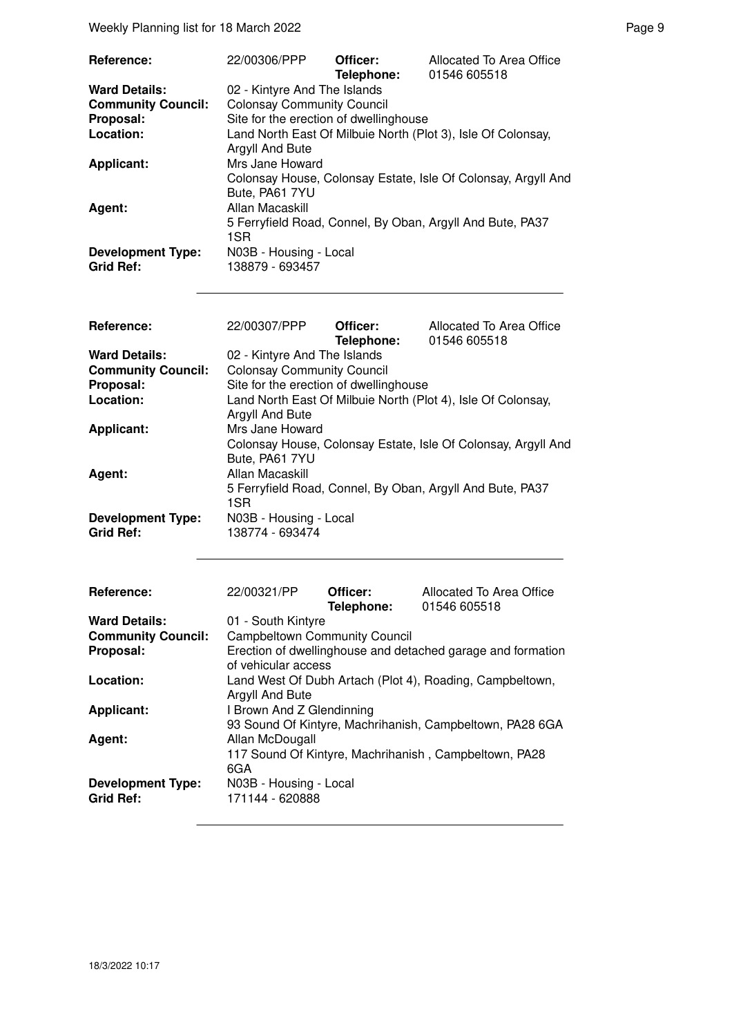| Reference: | 22/00306/PPP | Officer: Telephone: | Allocated To Area Office 01546 605518 |
|---|---|---|---|
| Ward Details: | 02 - Kintyre And The Islands | | |
| Community Council: | Colonsay Community Council | | |
| Proposal: | Site for the erection of dwellinghouse | | |
| Location: | Land North East Of Milbuie North (Plot 3), Isle Of Colonsay, Argyll And Bute | | |
| Applicant: | Mrs Jane Howard<br>Colonsay House, Colonsay Estate, Isle Of Colonsay, Argyll And Bute, PA61 7YU | | |
| Agent: | Allan Macaskill<br>5 Ferryfield Road, Connel, By Oban, Argyll And Bute, PA37 1SR | | |
| Development Type: | N03B - Housing - Local | | |
| Grid Ref: | 138879 - 693457 | | |

| Reference: | 22/00307/PPP | Officer: Telephone: | Allocated To Area Office 01546 605518 |
|---|---|---|---|
| Ward Details: | 02 - Kintyre And The Islands | | |
| Community Council: | Colonsay Community Council | | |
| Proposal: | Site for the erection of dwellinghouse | | |
| Location: | Land North East Of Milbuie North (Plot 4), Isle Of Colonsay, Argyll And Bute | | |
| Applicant: | Mrs Jane Howard<br>Colonsay House, Colonsay Estate, Isle Of Colonsay, Argyll And Bute, PA61 7YU | | |
| Agent: | Allan Macaskill<br>5 Ferryfield Road, Connel, By Oban, Argyll And Bute, PA37 1SR | | |
| Development Type: | N03B - Housing - Local | | |
| Grid Ref: | 138774 - 693474 | | |

| Reference: | 22/00321/PP | Officer: Telephone: | Allocated To Area Office 01546 605518 |
|---|---|---|---|
| Ward Details: | 01 - South Kintyre | | |
| Community Council: | Campbeltown Community Council | | |
| Proposal: | Erection of dwellinghouse and detached garage and formation of vehicular access | | |
| Location: | Land West Of Dubh Artach (Plot 4), Roading, Campbeltown, Argyll And Bute | | |
| Applicant: | I Brown And Z Glendinning<br>93 Sound Of Kintyre, Machrihanish, Campbeltown, PA28 6GA | | |
| Agent: | Allan McDougall<br>117 Sound Of Kintyre, Machrihanish , Campbeltown, PA28 6GA | | |
| Development Type: | N03B - Housing - Local | | |
| Grid Ref: | 171144 - 620888 | | |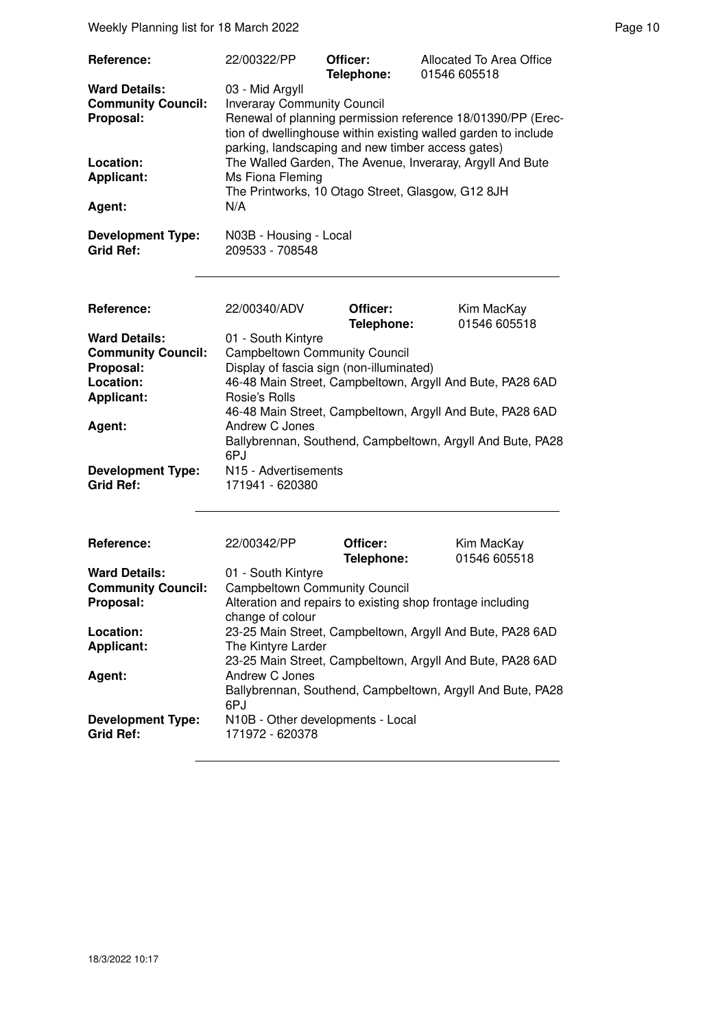| | | | |
|---|---|---|---|
| **Reference:** | 22/00322/PP | **Officer:** **Telephone:** | Allocated To Area Office 01546 605518 |
| **Ward Details:** | 03 - Mid Argyll | | |
| **Community Council:** | Inveraray Community Council | | |
| **Proposal:** | Renewal of planning permission reference 18/01390/PP (Erection of dwellinghouse within existing walled garden to include parking, landscaping and new timber access gates) | | |
| **Location:** | The Walled Garden, The Avenue, Inveraray, Argyll And Bute | | |
| **Applicant:** | Ms Fiona Fleming The Printworks, 10 Otago Street, Glasgow, G12 8JH | | |
| **Agent:** | N/A | | |
| **Development Type:** | N03B - Housing - Local | | |
| **Grid Ref:** | 209533 - 708548 | | |

| | | | |
|---|---|---|---|
| **Reference:** | 22/00340/ADV | **Officer:** **Telephone:** | Kim MacKay 01546 605518 |
| **Ward Details:** | 01 - South Kintyre | | |
| **Community Council:** | Campbeltown Community Council | | |
| **Proposal:** | Display of fascia sign (non-illuminated) | | |
| **Location:** | 46-48 Main Street, Campbeltown, Argyll And Bute, PA28 6AD | | |
| **Applicant:** | Rosie's Rolls 46-48 Main Street, Campbeltown, Argyll And Bute, PA28 6AD | | |
| **Agent:** | Andrew C Jones Ballybrennan, Southend, Campbeltown, Argyll And Bute, PA28 6PJ | | |
| **Development Type:** | N15 - Advertisements | | |
| **Grid Ref:** | 171941 - 620380 | | |

| | | | |
|---|---|---|---|
| **Reference:** | 22/00342/PP | **Officer:** **Telephone:** | Kim MacKay 01546 605518 |
| **Ward Details:** | 01 - South Kintyre | | |
| **Community Council:** | Campbeltown Community Council | | |
| **Proposal:** | Alteration and repairs to existing shop frontage including change of colour | | |
| **Location:** | 23-25 Main Street, Campbeltown, Argyll And Bute, PA28 6AD | | |
| **Applicant:** | The Kintyre Larder 23-25 Main Street, Campbeltown, Argyll And Bute, PA28 6AD | | |
| **Agent:** | Andrew C Jones Ballybrennan, Southend, Campbeltown, Argyll And Bute, PA28 6PJ | | |
| **Development Type:** | N10B - Other developments - Local | | |
| **Grid Ref:** | 171972 - 620378 | | |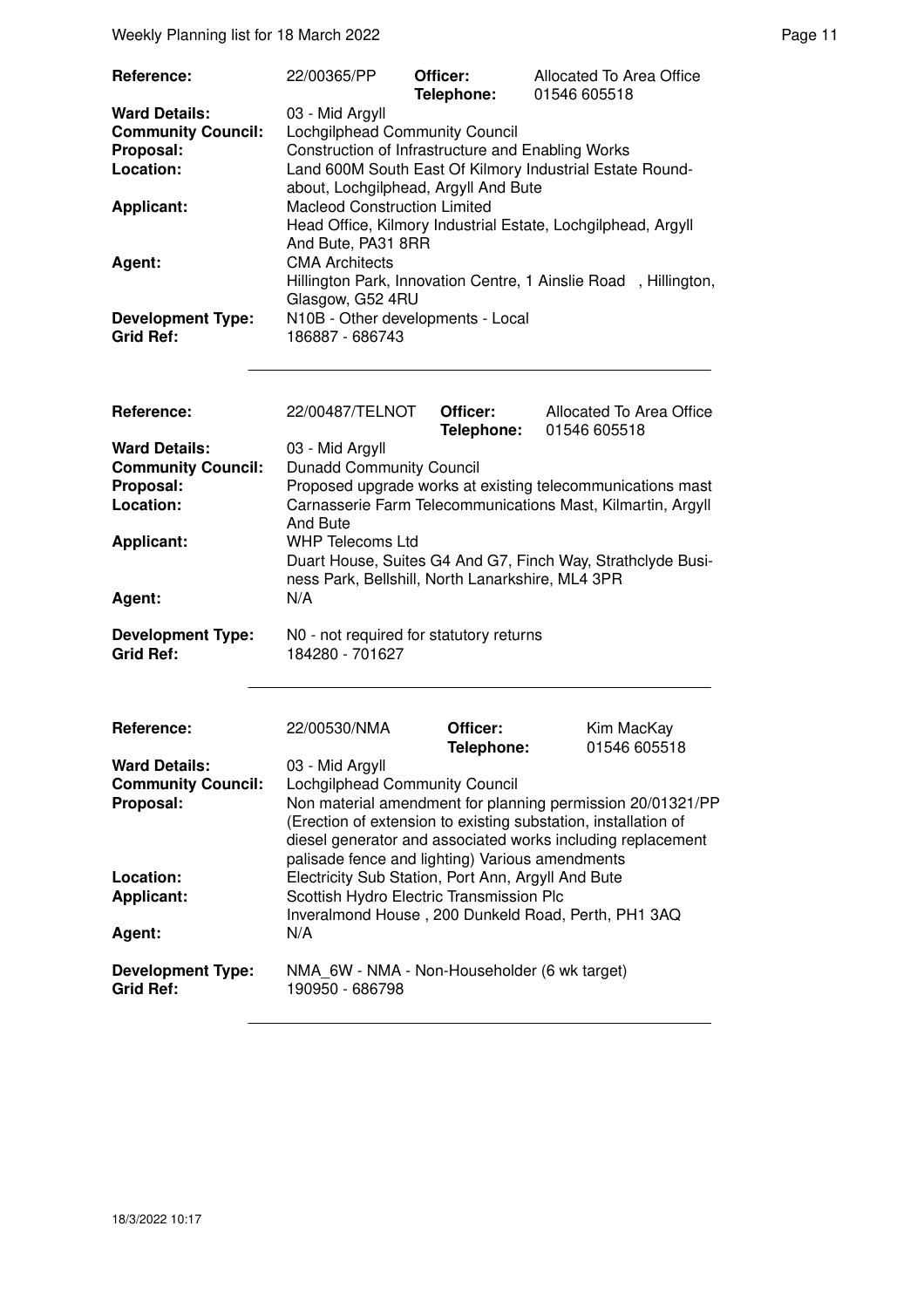| | | | |
|---|---|---|---|
| **Reference:** | 22/00365/PP | **Officer:** **Telephone:** | Allocated To Area Office 01546 605518 |
| **Ward Details:** | 03 - Mid Argyll | | |
| **Community Council:** | Lochgilphead Community Council | | |
| **Proposal:** | Construction of Infrastructure and Enabling Works | | |
| **Location:** | Land 600M South East Of Kilmory Industrial Estate Round-about, Lochgilphead, Argyll And Bute | | |
| **Applicant:** | Macleod Construction Limited Head Office, Kilmory Industrial Estate, Lochgilphead, Argyll And Bute, PA31 8RR | | |
| **Agent:** | CMA Architects Hillington Park, Innovation Centre, 1 Ainslie Road , Hillington, Glasgow, G52 4RU | | |
| **Development Type:** | N10B - Other developments - Local | | |
| **Grid Ref:** | 186887 - 686743 | | |

| | | | |
|---|---|---|---|
| **Reference:** | 22/00487/TELNOT | **Officer:** **Telephone:** | Allocated To Area Office 01546 605518 |
| **Ward Details:** | 03 - Mid Argyll | | |
| **Community Council:** | Dunadd Community Council | | |
| **Proposal:** | Proposed upgrade works at existing telecommunications mast | | |
| **Location:** | Carnasserie Farm Telecommunications Mast, Kilmartin, Argyll And Bute | | |
| **Applicant:** | WHP Telecoms Ltd Duart House, Suites G4 And G7, Finch Way, Strathclyde Business Park, Bellshill, North Lanarkshire, ML4 3PR | | |
| **Agent:** | N/A | | |
| **Development Type:** | N0 - not required for statutory returns | | |
| **Grid Ref:** | 184280 - 701627 | | |

| | | | |
|---|---|---|---|
| **Reference:** | 22/00530/NMA | **Officer:** **Telephone:** | Kim MacKay 01546 605518 |
| **Ward Details:** | 03 - Mid Argyll | | |
| **Community Council:** | Lochgilphead Community Council | | |
| **Proposal:** | Non material amendment for planning permission 20/01321/PP (Erection of extension to existing substation, installation of diesel generator and associated works including replacement palisade fence and lighting) Various amendments | | |
| **Location:** | Electricity Sub Station, Port Ann, Argyll And Bute | | |
| **Applicant:** | Scottish Hydro Electric Transmission Plc Inveralmond House , 200 Dunkeld Road, Perth, PH1 3AQ | | |
| **Agent:** | N/A | | |
| **Development Type:** | NMA_6W - NMA - Non-Householder (6 wk target) | | |
| **Grid Ref:** | 190950 - 686798 | | |